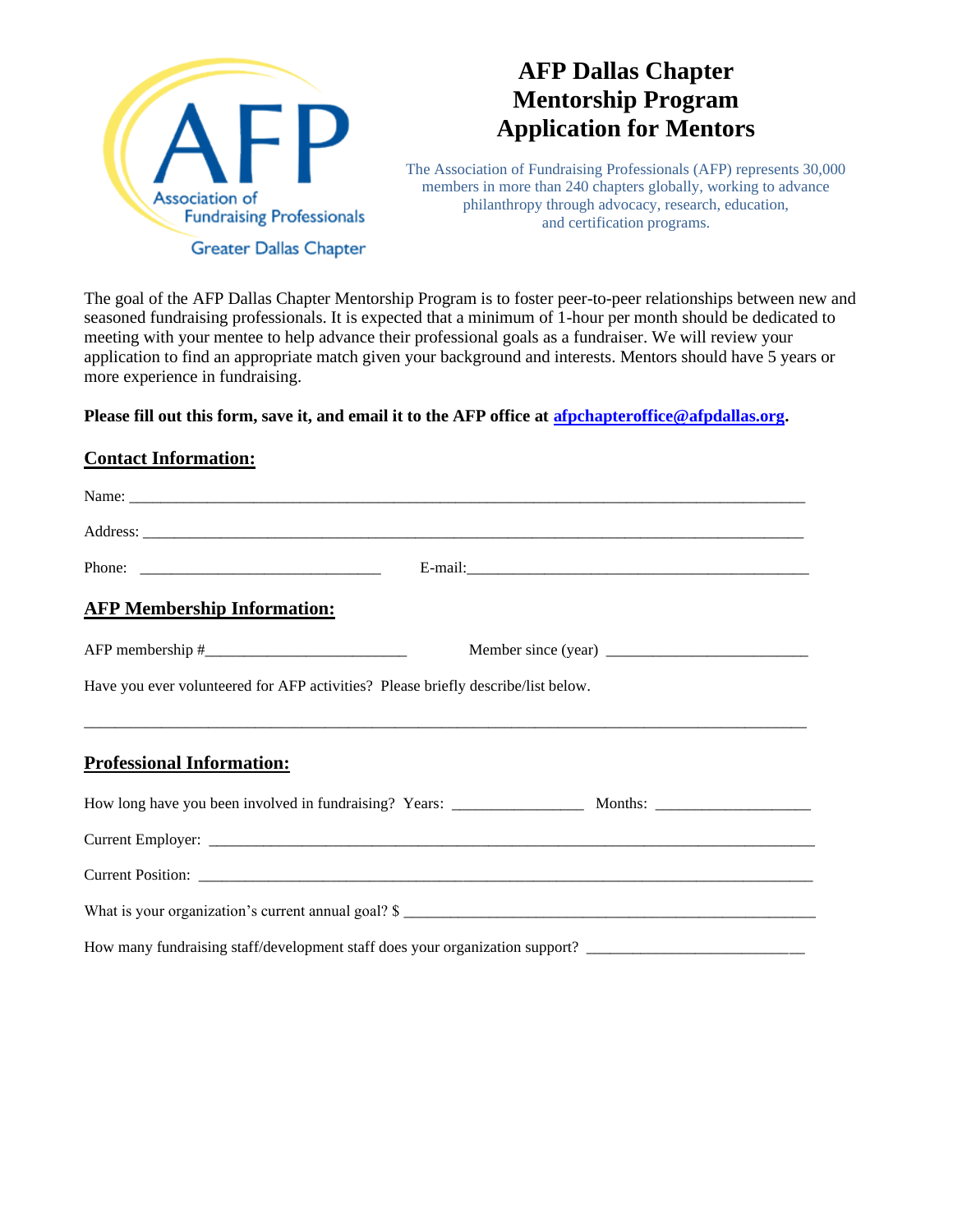Association of Fundraising Professionals

Greater Dallas Chapter

# AFP Dallas Chapter Mentorship Program Application for Mentors

The Association of Fundraising Professionals (AFP) represents 30,000 members in more than 240 chapters globally, working to advance philanthropy through advocacy, research, education, and certification programs.

The goal of the AFP Dallas Chapter Mentorship Program is to foster peer-to-peer relationships between new and seasoned fundraising professionals. It is expected that a minimum of 1-hour per month should be dedicated to meeting with your mentee to help advance their professional goals as a fundraiser. We will review your application to find an appropriate match given your background and interests. Mentors should have 5 years or more experience in fundraising.

**Please fill out this form, save it, and email it to the AFP office at [afpchapteroffice@afpdallas.org](mailto:afpchapteroffice@afpdallas.org).**

## Contact Information:

Name: ______________________________________________________________________________

Address: ____________________________________________________________________________

Phone: ______________________________ E-mail:____________________________________________

## AFP Membership Information:

AFP membership #_________________________ Member since (year) _________________________

Have you ever volunteered for AFP activities? Please briefly describe/list below.

______________________________________________________________________________________

## Professional Information:

How long have you been involved in fundraising? Years: ________________ Months: ___________________

Current Employer: ____________________________________________________________________

Current Position: _____________________________________________________________________

What is your organization's current annual goal? $ _______________________________________________

How many fundraising staff/development staff does your organization support? ___________________________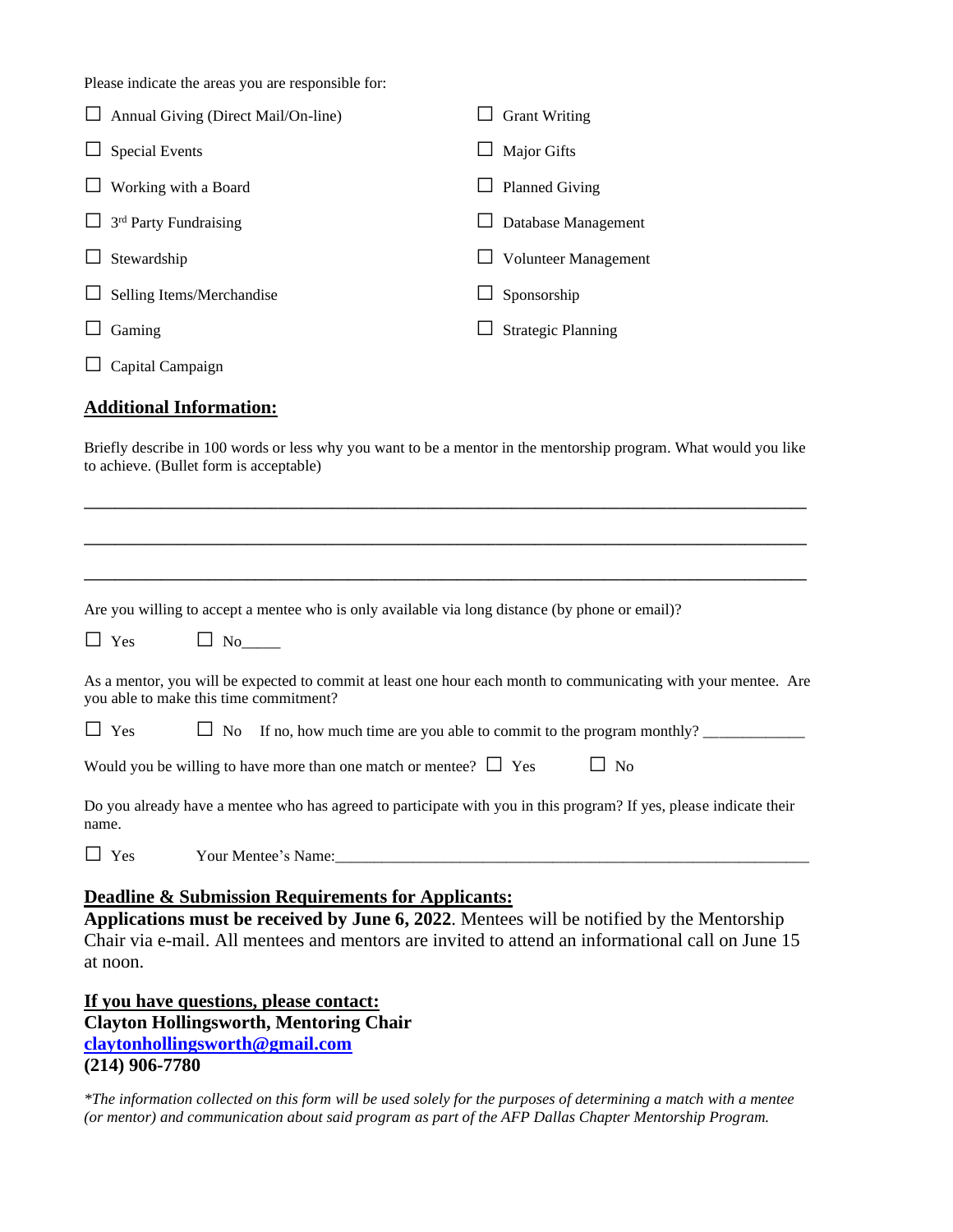Please indicate the areas you are responsible for:

- ☐ Annual Giving (Direct Mail/On-line)
- ☐ Grant Writing
- ☐ Special Events
- ☐ Major Gifts
- ☐ Working with a Board
- ☐ Planned Giving
- ☐ 3rd Party Fundraising
- ☐ Database Management
- ☐ Stewardship
- ☐ Volunteer Management
- ☐ Selling Items/Merchandise
- ☐ Sponsorship
- ☐ Gaming
- ☐ Strategic Planning
- ☐ Capital Campaign

## Additional Information:

Briefly describe in 100 words or less why you want to be a mentor in the mentorship program. What would you like to achieve. (Bullet form is acceptable)

_______________________________________________________________________________

_______________________________________________________________________________

_______________________________________________________________________________

Are you willing to accept a mentee who is only available via long distance (by phone or email)?

☐ Yes ☐ No_____

As a mentor, you will be expected to commit at least one hour each month to communicating with your mentee. Are you able to make this time commitment?

☐ Yes ☐ No If no, how much time are you able to commit to the program monthly? ____________

Would you be willing to have more than one match or mentee? ☐ Yes ☐ No

Do you already have a mentee who has agreed to participate with you in this program? If yes, please indicate their name.

☐ Yes Your Mentee's Name:_____________________________________________________________

## Deadline & Submission Requirements for Applicants:

**Applications must be received by June 6, 2022**. Mentees will be notified by the Mentorship Chair via e-mail. All mentees and mentors are invited to attend an informational call on June 15 at noon.

## If you have questions, please contact:

**Clayton Hollingsworth, Mentoring Chair**
**claytonhollingsworth@gmail.com**
**(214) 906-7780**

*\*The information collected on this form will be used solely for the purposes of determining a match with a mentee (or mentor) and communication about said program as part of the AFP Dallas Chapter Mentorship Program.*